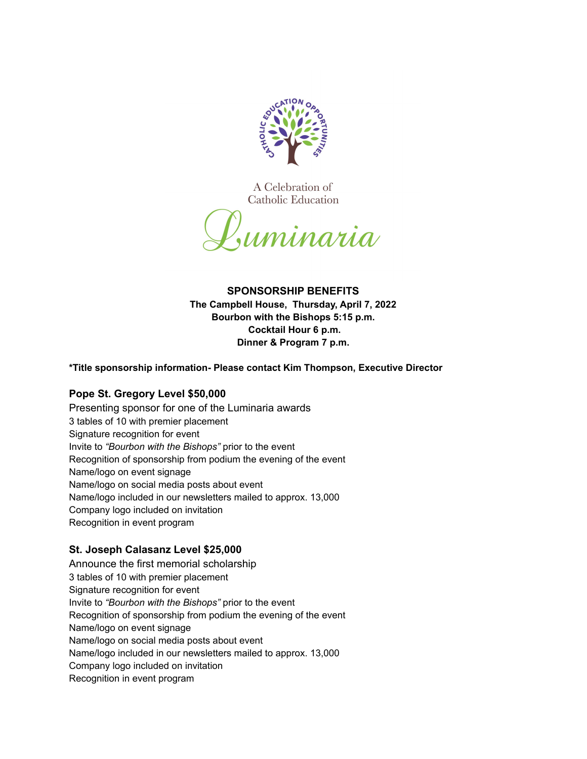CATHOLIC EDUCATION OPPORTUNITIES

A Celebration of
Catholic Education

# Luminaria

**SPONSORSHIP BENEFITS**
**The Campbell House, Thursday, April 7, 2022**
**Bourbon with the Bishops 5:15 p.m.**
**Cocktail Hour 6 p.m.**
**Dinner & Program 7 p.m.**

**\*Title sponsorship information- Please contact Kim Thompson, Executive Director**

### Pope St. Gregory Level $50,000

Presenting sponsor for one of the Luminaria awards
3 tables of 10 with premier placement
Signature recognition for event
Invite to *"Bourbon with the Bishops"* prior to the event
Recognition of sponsorship from podium the evening of the event
Name/logo on event signage
Name/logo on social media posts about event
Name/logo included in our newsletters mailed to approx. 13,000
Company logo included on invitation
Recognition in event program

### St. Joseph Calasanz Level $25,000

Announce the first memorial scholarship
3 tables of 10 with premier placement
Signature recognition for event
Invite to *"Bourbon with the Bishops"* prior to the event
Recognition of sponsorship from podium the evening of the event
Name/logo on event signage
Name/logo on social media posts about event
Name/logo included in our newsletters mailed to approx. 13,000
Company logo included on invitation
Recognition in event program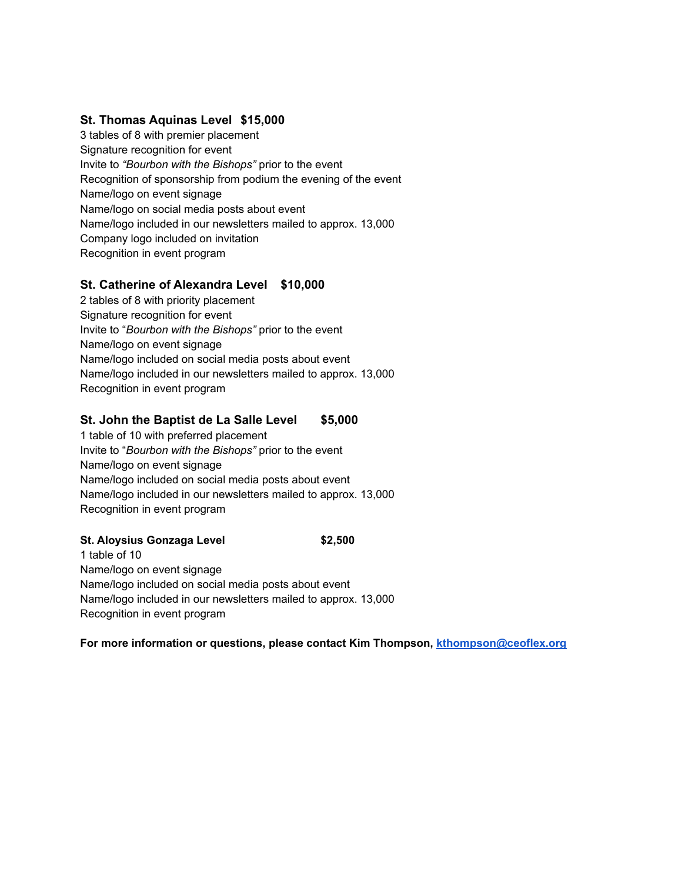**St. Thomas Aquinas Level $15,000**

3 tables of 8 with premier placement
Signature recognition for event
Invite to *"Bourbon with the Bishops"* prior to the event
Recognition of sponsorship from podium the evening of the event
Name/logo on event signage
Name/logo on social media posts about event
Name/logo included in our newsletters mailed to approx. 13,000
Company logo included on invitation
Recognition in event program

**St. Catherine of Alexandra Level $10,000**

2 tables of 8 with priority placement
Signature recognition for event
Invite to "*Bourbon with the Bishops"* prior to the event
Name/logo on event signage
Name/logo included on social media posts about event
Name/logo included in our newsletters mailed to approx. 13,000
Recognition in event program

**St. John the Baptist de La Salle Level $5,000**

1 table of 10 with preferred placement
Invite to "*Bourbon with the Bishops"* prior to the event
Name/logo on event signage
Name/logo included on social media posts about event
Name/logo included in our newsletters mailed to approx. 13,000
Recognition in event program

**St. Aloysius Gonzaga Level $2,500**

1 table of 10
Name/logo on event signage
Name/logo included on social media posts about event
Name/logo included in our newsletters mailed to approx. 13,000
Recognition in event program

**For more information or questions, please contact Kim Thompson, kthompson@ceoflex.org**